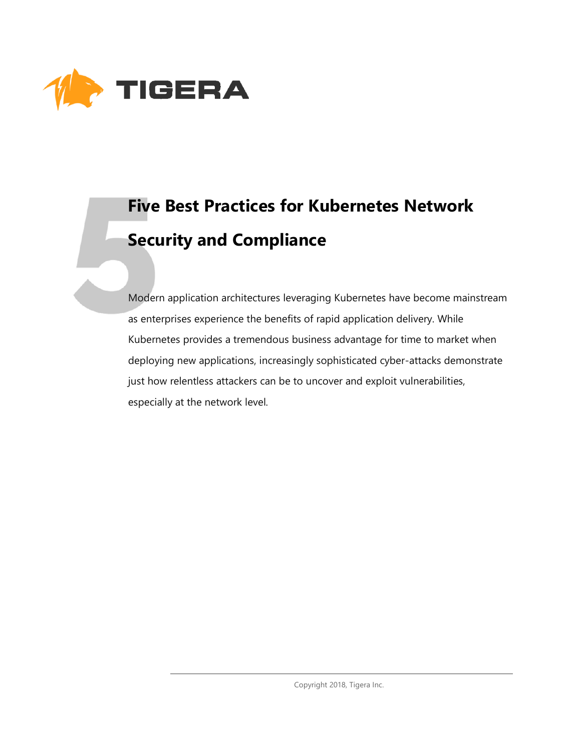# Five Best Practices for Kubernetes Network Security and Compliance

Modern application architectures leveraging Kubernetes have become mainstream as enterprises experience the benefits of rapid application delivery. While Kubernetes provides a tremendous business advantage for time to market when deploying new applications, increasingly sophisticated cyber-attacks demonstrate just how relentless attackers can be to uncover and exploit vulnerabilities, especially at the network level.

Copyright 2018, Tigera Inc.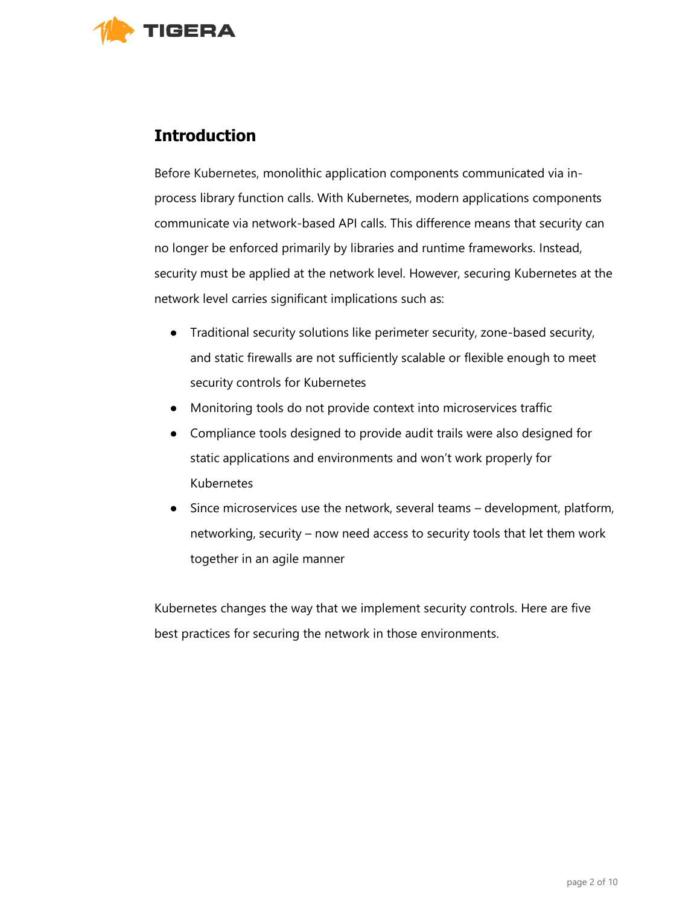## Introduction

Before Kubernetes, monolithic application components communicated via in-process library function calls. With Kubernetes, modern applications components communicate via network-based API calls. This difference means that security can no longer be enforced primarily by libraries and runtime frameworks. Instead, security must be applied at the network level. However, securing Kubernetes at the network level carries significant implications such as:

- Traditional security solutions like perimeter security, zone-based security, and static firewalls are not sufficiently scalable or flexible enough to meet security controls for Kubernetes
- Monitoring tools do not provide context into microservices traffic
- Compliance tools designed to provide audit trails were also designed for static applications and environments and won't work properly for Kubernetes
- Since microservices use the network, several teams – development, platform, networking, security – now need access to security tools that let them work together in an agile manner

Kubernetes changes the way that we implement security controls. Here are five best practices for securing the network in those environments.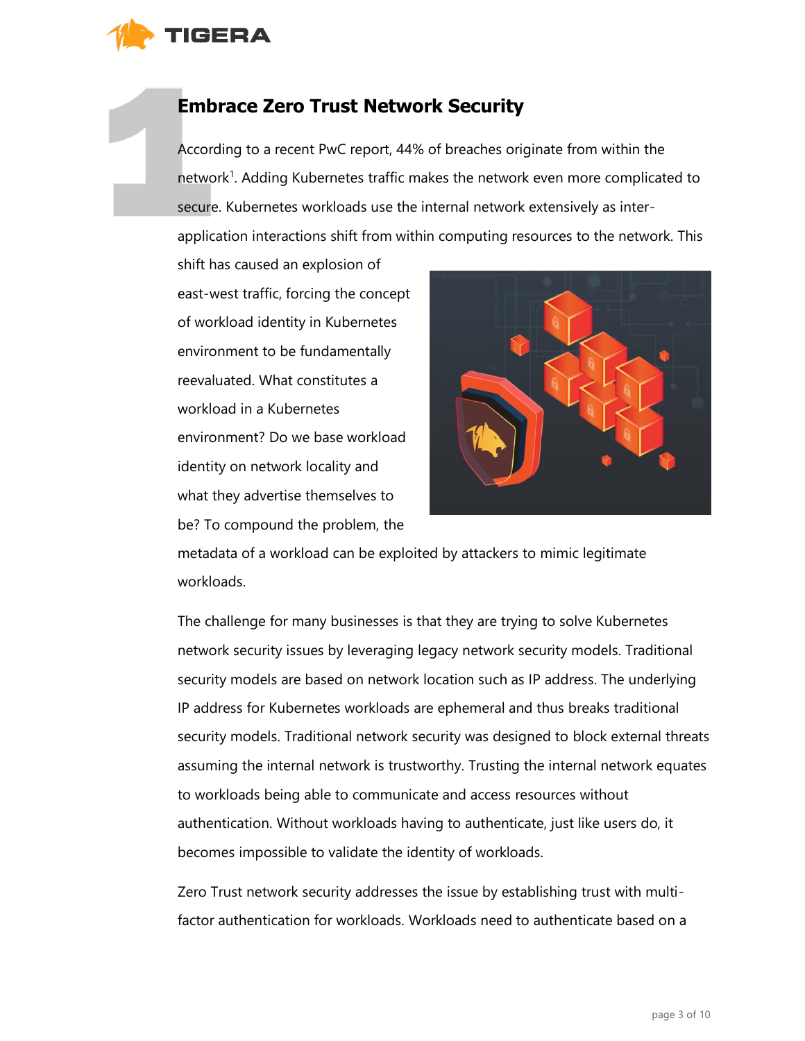# 1 Embrace Zero Trust Network Security

According to a recent PwC report, 44% of breaches originate from within the network[1]. Adding Kubernetes traffic makes the network even more complicated to secure. Kubernetes workloads use the internal network extensively as inter-application interactions shift from within computing resources to the network. This shift has caused an explosion of east-west traffic, forcing the concept of workload identity in Kubernetes environment to be fundamentally reevaluated. What constitutes a workload in a Kubernetes environment? Do we base workload identity on network locality and what they advertise themselves to be? To compound the problem, the metadata of a workload can be exploited by attackers to mimic legitimate workloads.

The challenge for many businesses is that they are trying to solve Kubernetes network security issues by leveraging legacy network security models. Traditional security models are based on network location such as IP address. The underlying IP address for Kubernetes workloads are ephemeral and thus breaks traditional security models. Traditional network security was designed to block external threats assuming the internal network is trustworthy. Trusting the internal network equates to workloads being able to communicate and access resources without authentication. Without workloads having to authenticate, just like users do, it becomes impossible to validate the identity of workloads.

Zero Trust network security addresses the issue by establishing trust with multi-factor authentication for workloads. Workloads need to authenticate based on a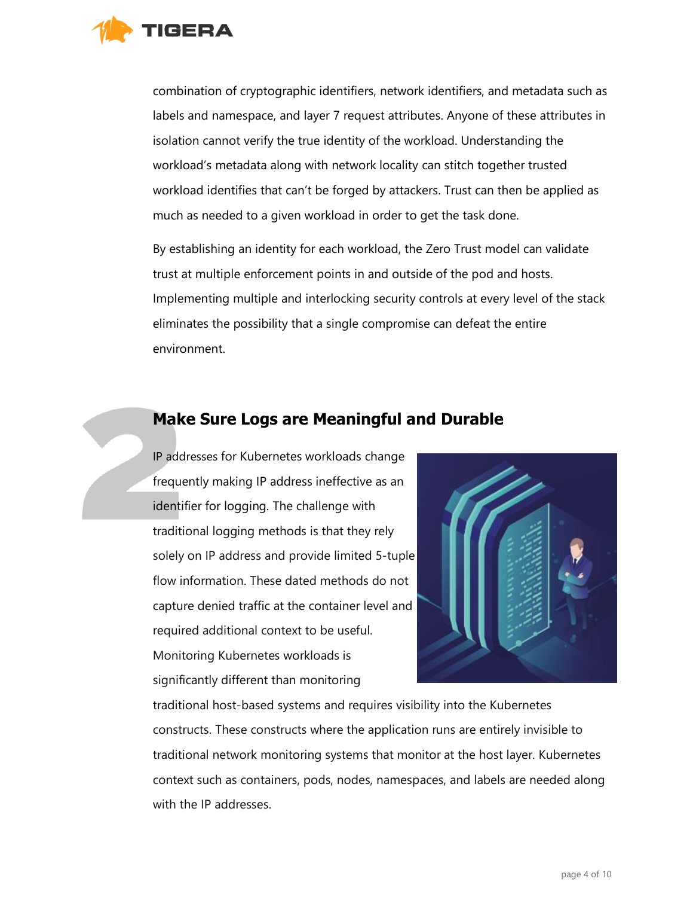combination of cryptographic identifiers, network identifiers, and metadata such as labels and namespace, and layer 7 request attributes. Anyone of these attributes in isolation cannot verify the true identity of the workload. Understanding the workload's metadata along with network locality can stitch together trusted workload identifies that can't be forged by attackers. Trust can then be applied as much as needed to a given workload in order to get the task done.

By establishing an identity for each workload, the Zero Trust model can validate trust at multiple enforcement points in and outside of the pod and hosts. Implementing multiple and interlocking security controls at every level of the stack eliminates the possibility that a single compromise can defeat the entire environment.

## 2 Make Sure Logs are Meaningful and Durable

IP addresses for Kubernetes workloads change frequently making IP address ineffective as an identifier for logging. The challenge with traditional logging methods is that they rely solely on IP address and provide limited 5-tuple flow information. These dated methods do not capture denied traffic at the container level and required additional context to be useful. Monitoring Kubernetes workloads is significantly different than monitoring traditional host-based systems and requires visibility into the Kubernetes constructs. These constructs where the application runs are entirely invisible to traditional network monitoring systems that monitor at the host layer. Kubernetes context such as containers, pods, nodes, namespaces, and labels are needed along with the IP addresses.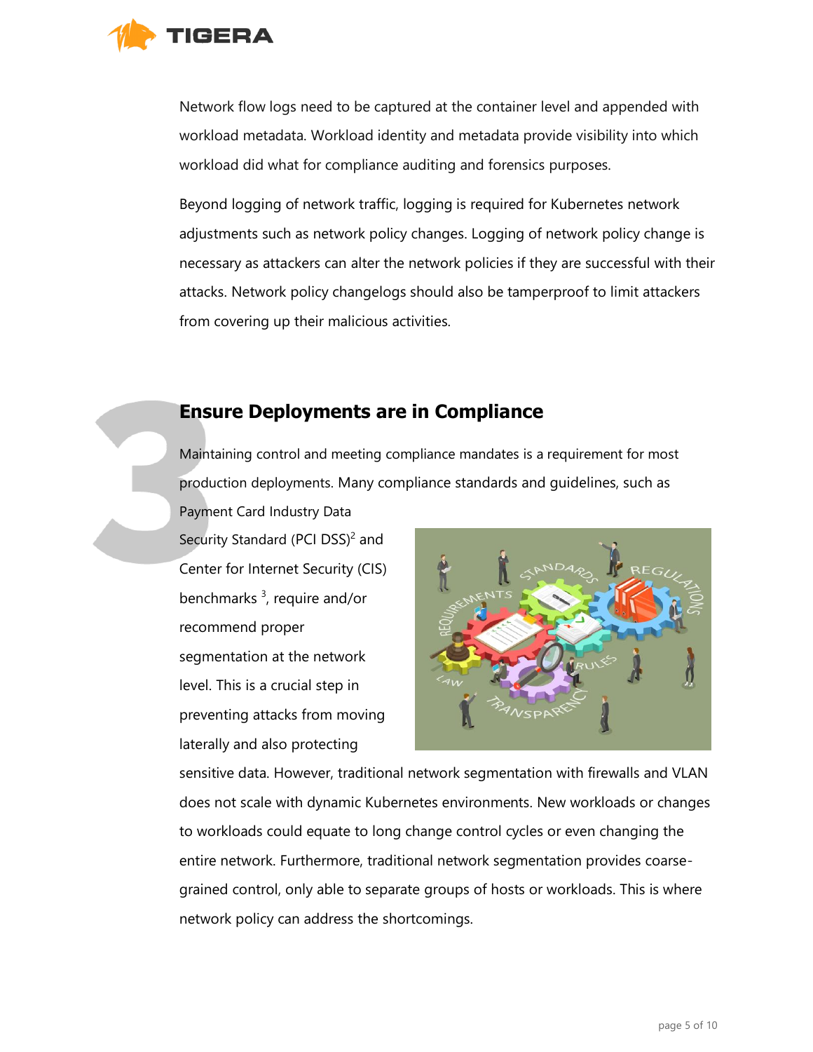Network flow logs need to be captured at the container level and appended with workload metadata. Workload identity and metadata provide visibility into which workload did what for compliance auditing and forensics purposes.

Beyond logging of network traffic, logging is required for Kubernetes network adjustments such as network policy changes. Logging of network policy change is necessary as attackers can alter the network policies if they are successful with their attacks. Network policy changelogs should also be tamperproof to limit attackers from covering up their malicious activities.

## 3 Ensure Deployments are in Compliance

Maintaining control and meeting compliance mandates is a requirement for most production deployments. Many compliance standards and guidelines, such as Payment Card Industry Data Security Standard (PCI DSS)[2] and Center for Internet Security (CIS) benchmarks [3], require and/or recommend proper segmentation at the network level. This is a crucial step in preventing attacks from moving laterally and also protecting sensitive data. However, traditional network segmentation with firewalls and VLAN does not scale with dynamic Kubernetes environments. New workloads or changes to workloads could equate to long change control cycles or even changing the entire network. Furthermore, traditional network segmentation provides coarse-grained control, only able to separate groups of hosts or workloads. This is where network policy can address the shortcomings.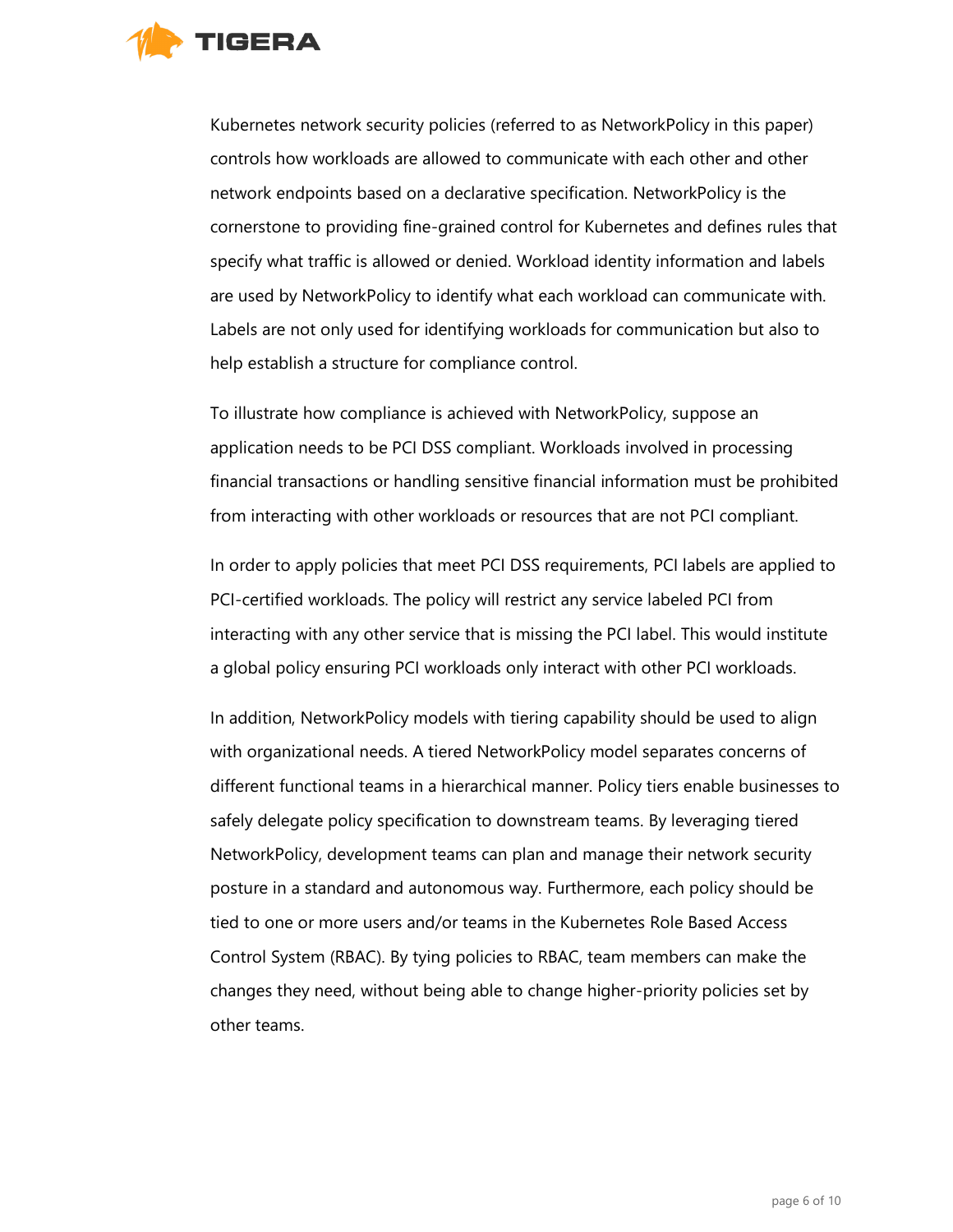Kubernetes network security policies (referred to as NetworkPolicy in this paper) controls how workloads are allowed to communicate with each other and other network endpoints based on a declarative specification. NetworkPolicy is the cornerstone to providing fine-grained control for Kubernetes and defines rules that specify what traffic is allowed or denied. Workload identity information and labels are used by NetworkPolicy to identify what each workload can communicate with. Labels are not only used for identifying workloads for communication but also to help establish a structure for compliance control.

To illustrate how compliance is achieved with NetworkPolicy, suppose an application needs to be PCI DSS compliant. Workloads involved in processing financial transactions or handling sensitive financial information must be prohibited from interacting with other workloads or resources that are not PCI compliant.

In order to apply policies that meet PCI DSS requirements, PCI labels are applied to PCI-certified workloads. The policy will restrict any service labeled PCI from interacting with any other service that is missing the PCI label. This would institute a global policy ensuring PCI workloads only interact with other PCI workloads.

In addition, NetworkPolicy models with tiering capability should be used to align with organizational needs. A tiered NetworkPolicy model separates concerns of different functional teams in a hierarchical manner. Policy tiers enable businesses to safely delegate policy specification to downstream teams. By leveraging tiered NetworkPolicy, development teams can plan and manage their network security posture in a standard and autonomous way. Furthermore, each policy should be tied to one or more users and/or teams in the Kubernetes Role Based Access Control System (RBAC). By tying policies to RBAC, team members can make the changes they need, without being able to change higher-priority policies set by other teams.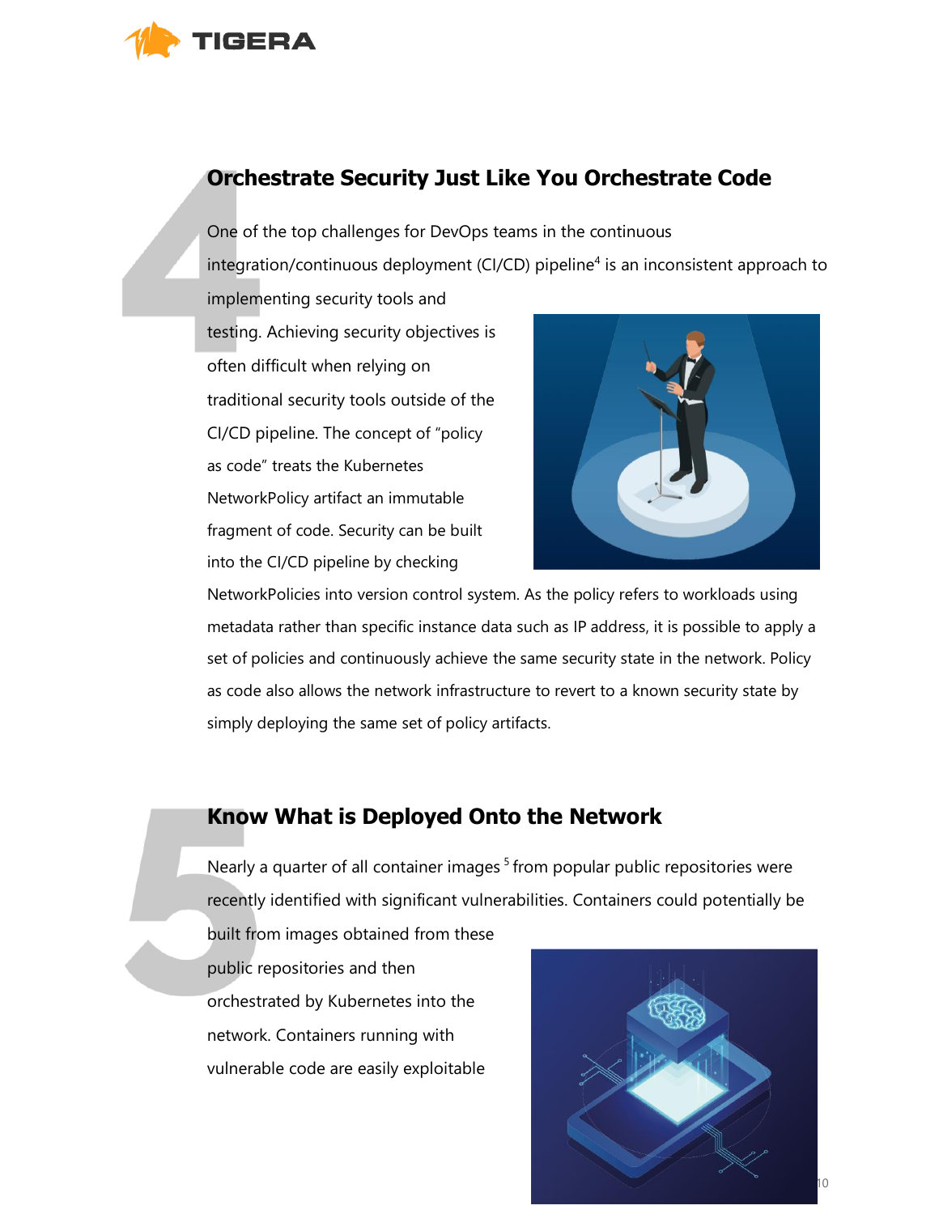## 4 Orchestrate Security Just Like You Orchestrate Code

One of the top challenges for DevOps teams in the continuous integration/continuous deployment (CI/CD) pipeline[4] is an inconsistent approach to implementing security tools and testing. Achieving security objectives is often difficult when relying on traditional security tools outside of the CI/CD pipeline. The concept of "policy as code" treats the Kubernetes NetworkPolicy artifact an immutable fragment of code. Security can be built into the CI/CD pipeline by checking NetworkPolicies into version control system. As the policy refers to workloads using metadata rather than specific instance data such as IP address, it is possible to apply a set of policies and continuously achieve the same security state in the network. Policy as code also allows the network infrastructure to revert to a known security state by simply deploying the same set of policy artifacts.

## 5 Know What is Deployed Onto the Network

Nearly a quarter of all container images [5] from popular public repositories were recently identified with significant vulnerabilities. Containers could potentially be built from images obtained from these public repositories and then orchestrated by Kubernetes into the network. Containers running with vulnerable code are easily exploitable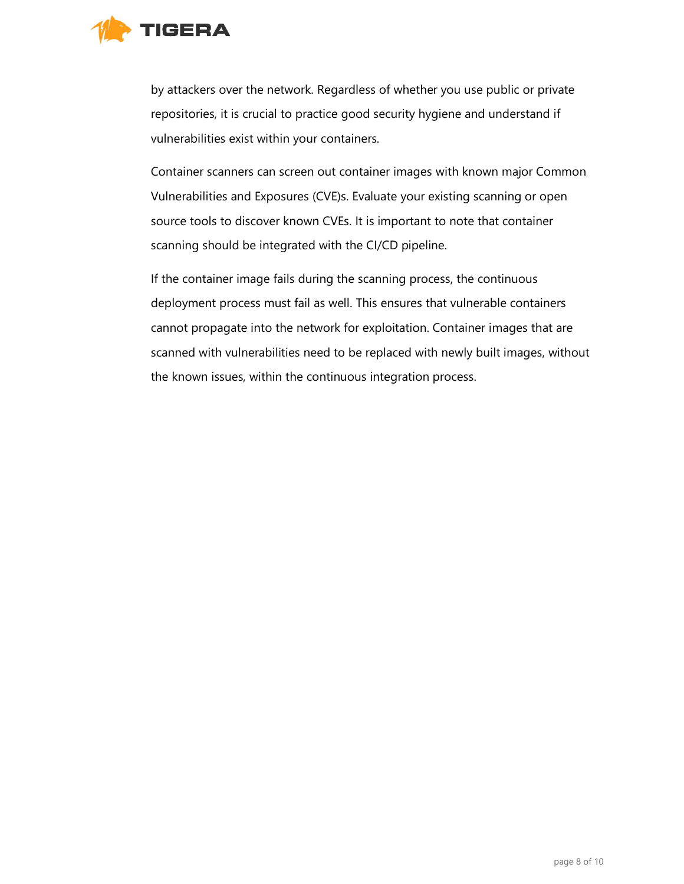by attackers over the network. Regardless of whether you use public or private repositories, it is crucial to practice good security hygiene and understand if vulnerabilities exist within your containers.

Container scanners can screen out container images with known major Common Vulnerabilities and Exposures (CVE)s. Evaluate your existing scanning or open source tools to discover known CVEs. It is important to note that container scanning should be integrated with the CI/CD pipeline.

If the container image fails during the scanning process, the continuous deployment process must fail as well. This ensures that vulnerable containers cannot propagate into the network for exploitation. Container images that are scanned with vulnerabilities need to be replaced with newly built images, without the known issues, within the continuous integration process.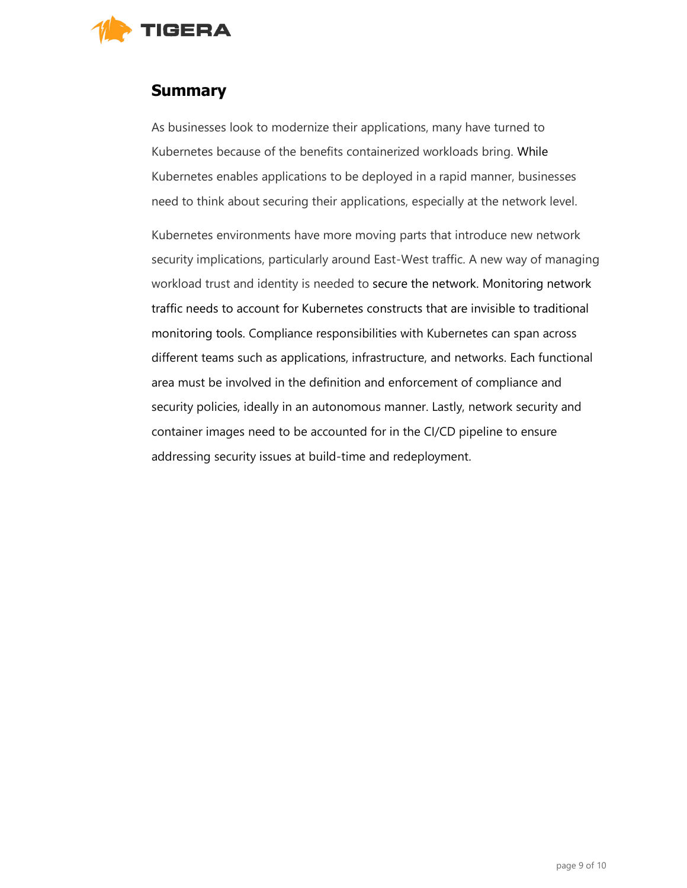## Summary

As businesses look to modernize their applications, many have turned to Kubernetes because of the benefits containerized workloads bring. While Kubernetes enables applications to be deployed in a rapid manner, businesses need to think about securing their applications, especially at the network level.

Kubernetes environments have more moving parts that introduce new network security implications, particularly around East-West traffic. A new way of managing workload trust and identity is needed to secure the network. Monitoring network traffic needs to account for Kubernetes constructs that are invisible to traditional monitoring tools. Compliance responsibilities with Kubernetes can span across different teams such as applications, infrastructure, and networks. Each functional area must be involved in the definition and enforcement of compliance and security policies, ideally in an autonomous manner. Lastly, network security and container images need to be accounted for in the CI/CD pipeline to ensure addressing security issues at build-time and redeployment.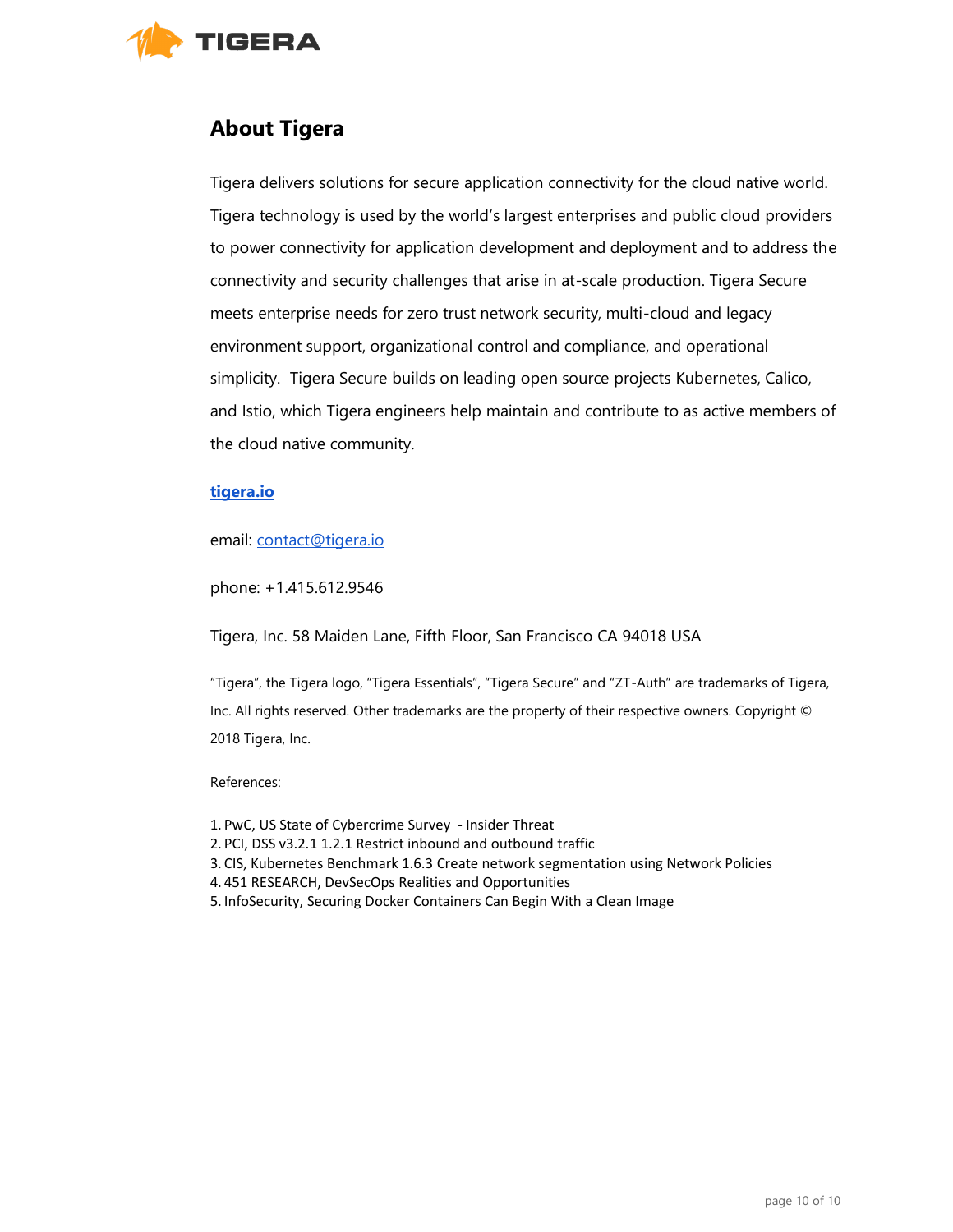## About Tigera

Tigera delivers solutions for secure application connectivity for the cloud native world. Tigera technology is used by the world's largest enterprises and public cloud providers to power connectivity for application development and deployment and to address the connectivity and security challenges that arise in at-scale production. Tigera Secure meets enterprise needs for zero trust network security, multi-cloud and legacy environment support, organizational control and compliance, and operational simplicity. Tigera Secure builds on leading open source projects Kubernetes, Calico, and Istio, which Tigera engineers help maintain and contribute to as active members of the cloud native community.

**tigera.io**

email: contact@tigera.io

phone: +1.415.612.9546

Tigera, Inc. 58 Maiden Lane, Fifth Floor, San Francisco CA 94018 USA

"Tigera", the Tigera logo, "Tigera Essentials", "Tigera Secure" and "ZT-Auth" are trademarks of Tigera, Inc. All rights reserved. Other trademarks are the property of their respective owners. Copyright © 2018 Tigera, Inc.

References:

1. PwC, US State of Cybercrime Survey - Insider Threat
2. PCI, DSS v3.2.1 1.2.1 Restrict inbound and outbound traffic
3. CIS, Kubernetes Benchmark 1.6.3 Create network segmentation using Network Policies
4. 451 RESEARCH, DevSecOps Realities and Opportunities
5. InfoSecurity, Securing Docker Containers Can Begin With a Clean Image